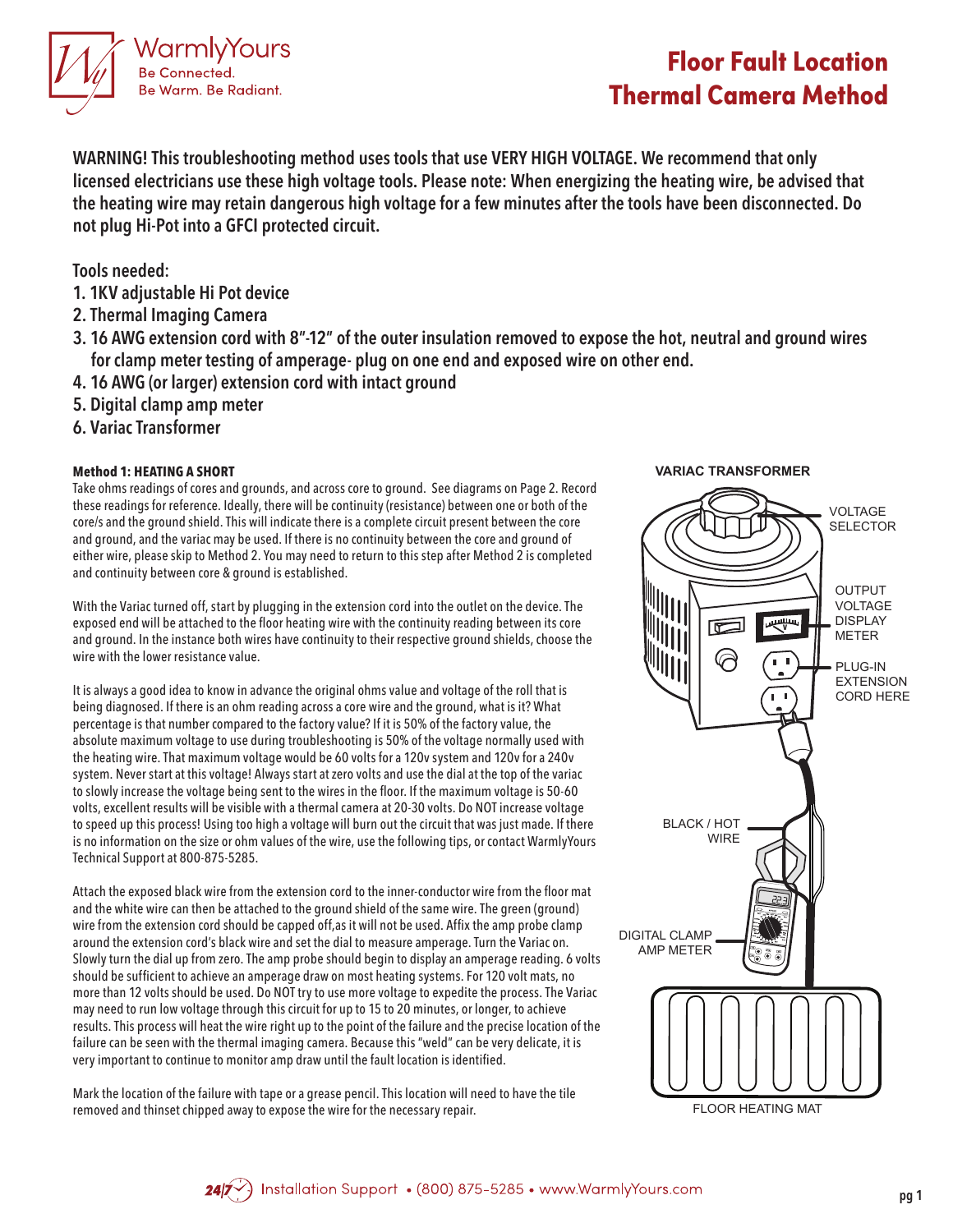# Floor Fault Location Thermal Camera Method

**WARNING! This troubleshooting method uses tools that use VERY HIGH VOLTAGE. We recommend that only licensed electricians use these high voltage tools. Please note: When energizing the heating wire, be advised that the heating wire may retain dangerous high voltage for a few minutes after the tools have been disconnected. Do not plug Hi-Pot into a GFCI protected circuit.**

**Tools needed:**

1. 1KV adjustable Hi Pot device
2. Thermal Imaging Camera
3. 16 AWG extension cord with 8"-12" of the outer insulation removed to expose the hot, neutral and ground wires for clamp meter testing of amperage- plug on one end and exposed wire on other end.
4. 16 AWG (or larger) extension cord with intact ground
5. Digital clamp amp meter
6. Variac Transformer

#### Method 1: HEATING A SHORT

Take ohms readings of cores and grounds, and across core to ground. See diagrams on Page 2. Record these readings for reference. Ideally, there will be continuity (resistance) between one or both of the core/s and the ground shield. This will indicate there is a complete circuit present between the core and ground, and the variac may be used. If there is no continuity between the core and ground of either wire, please skip to Method 2. You may need to return to this step after Method 2 is completed and continuity between core & ground is established.

With the Variac turned off, start by plugging in the extension cord into the outlet on the device. The exposed end will be attached to the floor heating wire with the continuity reading between its core and ground. In the instance both wires have continuity to their respective ground shields, choose the wire with the lower resistance value.

It is always a good idea to know in advance the original ohms value and voltage of the roll that is being diagnosed. If there is an ohm reading across a core wire and the ground, what is it? What percentage is that number compared to the factory value? If it is 50% of the factory value, the absolute maximum voltage to use during troubleshooting is 50% of the voltage normally used with the heating wire. That maximum voltage would be 60 volts for a 120v system and 120v for a 240v system. Never start at this voltage! Always start at zero volts and use the dial at the top of the variac to slowly increase the voltage being sent to the wires in the floor. If the maximum voltage is 50-60 volts, excellent results will be visible with a thermal camera at 20-30 volts. Do NOT increase voltage to speed up this process! Using too high a voltage will burn out the circuit that was just made. If there is no information on the size or ohm values of the wire, use the following tips, or contact WarmlyYours Technical Support at 800-875-5285.

Attach the exposed black wire from the extension cord to the inner-conductor wire from the floor mat and the white wire can then be attached to the ground shield of the same wire. The green (ground) wire from the extension cord should be capped off,as it will not be used. Affix the amp probe clamp around the extension cord's black wire and set the dial to measure amperage. Turn the Variac on. Slowly turn the dial up from zero. The amp probe should begin to display an amperage reading. 6 volts should be sufficient to achieve an amperage draw on most heating systems. For 120 volt mats, no more than 12 volts should be used. Do NOT try to use more voltage to expedite the process. The Variac may need to run low voltage through this circuit for up to 15 to 20 minutes, or longer, to achieve results. This process will heat the wire right up to the point of the failure and the precise location of the failure can be seen with the thermal imaging camera. Because this "weld" can be very delicate, it is very important to continue to monitor amp draw until the fault location is identified.

Mark the location of the failure with tape or a grease pencil. This location will need to have the tile removed and thinset chipped away to expose the wire for the necessary repair.

**VARIAC TRANSFORMER**

VOLTAGE SELECTOR

OUTPUT VOLTAGE DISPLAY METER

PLUG-IN EXTENSION CORD HERE

BLACK / HOT WIRE

DIGITAL CLAMP AMP METER

FLOOR HEATING MAT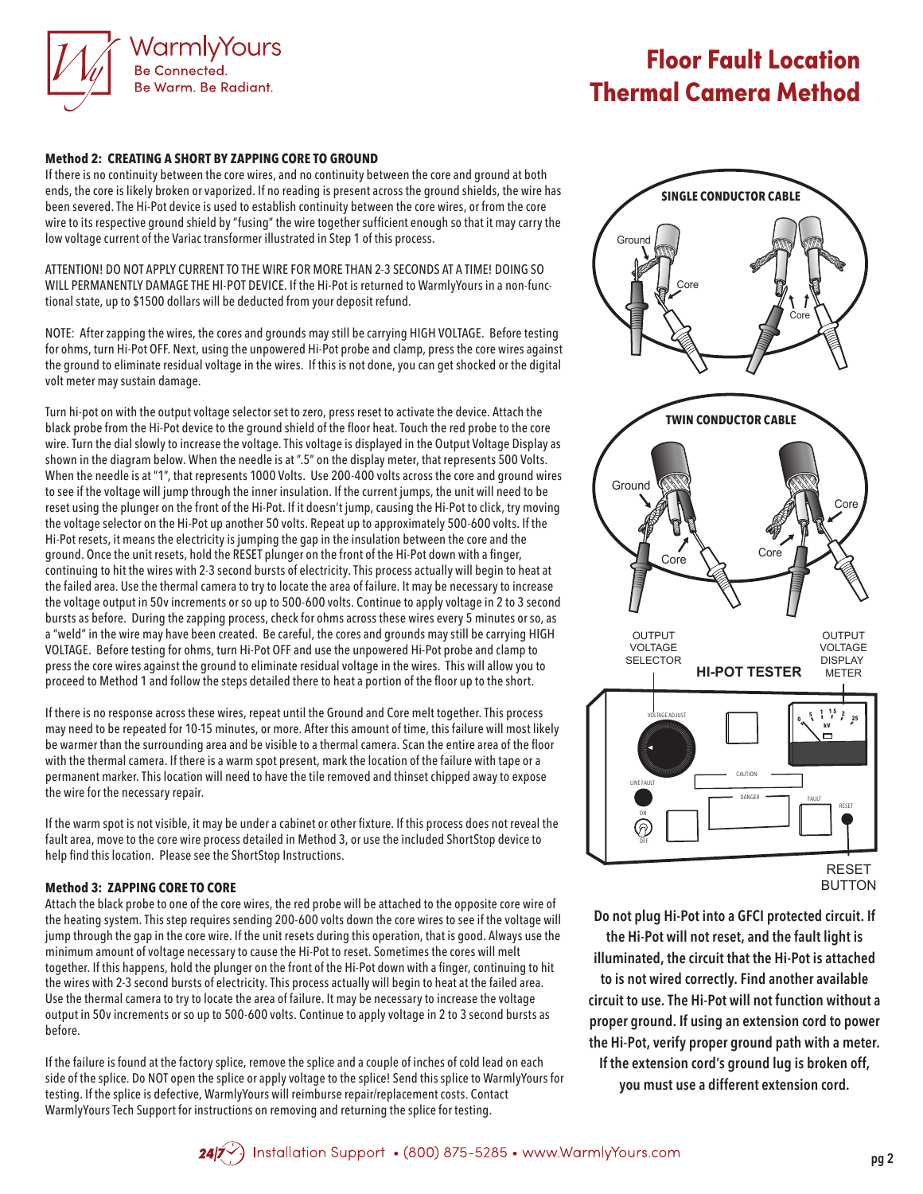# Floor Fault Location Thermal Camera Method

### Method 2: CREATING A SHORT BY ZAPPING CORE TO GROUND

If there is no continuity between the core wires, and no continuity between the core and ground at both ends, the core is likely broken or vaporized. If no reading is present across the ground shields, the wire has been severed. The Hi-Pot device is used to establish continuity between the core wires, or from the core wire to its respective ground shield by "fusing" the wire together sufficient enough so that it may carry the low voltage current of the Variac transformer illustrated in Step 1 of this process.

ATTENTION! DO NOT APPLY CURRENT TO THE WIRE FOR MORE THAN 2-3 SECONDS AT A TIME! DOING SO WILL PERMANENTLY DAMAGE THE HI-POT DEVICE. If the Hi-Pot is returned to WarmlyYours in a non-functional state, up to $1500 dollars will be deducted from your deposit refund.

NOTE: After zapping the wires, the cores and grounds may still be carrying HIGH VOLTAGE. Before testing for ohms, turn Hi-Pot OFF. Next, using the unpowered Hi-Pot probe and clamp, press the core wires against the ground to eliminate residual voltage in the wires. If this is not done, you can get shocked or the digital volt meter may sustain damage.

Turn hi-pot on with the output voltage selector set to zero, press reset to activate the device. Attach the black probe from the Hi-Pot device to the ground shield of the floor heat. Touch the red probe to the core wire. Turn the dial slowly to increase the voltage. This voltage is displayed in the Output Voltage Display as shown in the diagram below. When the needle is at ".5" on the display meter, that represents 500 Volts. When the needle is at "1", that represents 1000 Volts. Use 200-400 volts across the core and ground wires to see if the voltage will jump through the inner insulation. If the current jumps, the unit will need to be reset using the plunger on the front of the Hi-Pot. If it doesn't jump, causing the Hi-Pot to click, try moving the voltage selector on the Hi-Pot up another 50 volts. Repeat up to approximately 500-600 volts. If the Hi-Pot resets, it means the electricity is jumping the gap in the insulation between the core and the ground. Once the unit resets, hold the RESET plunger on the front of the Hi-Pot down with a finger, continuing to hit the wires with 2-3 second bursts of electricity. This process actually will begin to heat at the failed area. Use the thermal camera to try to locate the area of failure. It may be necessary to increase the voltage output in 50v increments or so up to 500-600 volts. Continue to apply voltage in 2 to 3 second bursts as before. During the zapping process, check for ohms across these wires every 5 minutes or so, as a "weld" in the wire may have been created. Be careful, the cores and grounds may still be carrying HIGH VOLTAGE. Before testing for ohms, turn Hi-Pot OFF and use the unpowered Hi-Pot probe and clamp to press the core wires against the ground to eliminate residual voltage in the wires. This will allow you to proceed to Method 1 and follow the steps detailed there to heat a portion of the floor up to the short.

If there is no response across these wires, repeat until the Ground and Core melt together. This process may need to be repeated for 10-15 minutes, or more. After this amount of time, this failure will most likely be warmer than the surrounding area and be visible to a thermal camera. Scan the entire area of the floor with the thermal camera. If there is a warm spot present, mark the location of the failure with tape or a permanent marker. This location will need to have the tile removed and thinset chipped away to expose the wire for the necessary repair.

If the warm spot is not visible, it may be under a cabinet or other fixture. If this process does not reveal the fault area, move to the core wire process detailed in Method 3, or use the included ShortStop device to help find this location. Please see the ShortStop Instructions.

### Method 3: ZAPPING CORE TO CORE

Attach the black probe to one of the core wires, the red probe will be attached to the opposite core wire of the heating system. This step requires sending 200-600 volts down the core wires to see if the voltage will jump through the gap in the core wire. If the unit resets during this operation, that is good. Always use the minimum amount of voltage necessary to cause the Hi-Pot to reset. Sometimes the cores will melt together. If this happens, hold the plunger on the front of the Hi-Pot down with a finger, continuing to hit the wires with 2-3 second bursts of electricity. This process actually will begin to heat at the failed area. Use the thermal camera to try to locate the area of failure. It may be necessary to increase the voltage output in 50v increments or so up to 500-600 volts. Continue to apply voltage in 2 to 3 second bursts as before.

If the failure is found at the factory splice, remove the splice and a couple of inches of cold lead on each side of the splice. Do NOT open the splice or apply voltage to the splice! Send this splice to WarmlyYours for testing. If the splice is defective, WarmlyYours will reimburse repair/replacement costs. Contact WarmlyYours Tech Support for instructions on removing and returning the splice for testing.

SINGLE CONDUCTOR CABLE

Ground

Core

Core

TWIN CONDUCTOR CABLE

Ground

Core

Core

Core

OUTPUT VOLTAGE SELECTOR

HI-POT TESTER

OUTPUT VOLTAGE DISPLAY METER

VOLTAGE ADJUST

CAUTION

LINE FAULT

DANGER

FAULT

RESET

ON

OFF

RESET BUTTON

**Do not plug Hi-Pot into a GFCI protected circuit. If the Hi-Pot will not reset, and the fault light is illuminated, the circuit that the Hi-Pot is attached to is not wired correctly. Find another available circuit to use. The Hi-Pot will not function without a proper ground. If using an extension cord to power the Hi-Pot, verify proper ground path with a meter. If the extension cord's ground lug is broken off, you must use a different extension cord.**